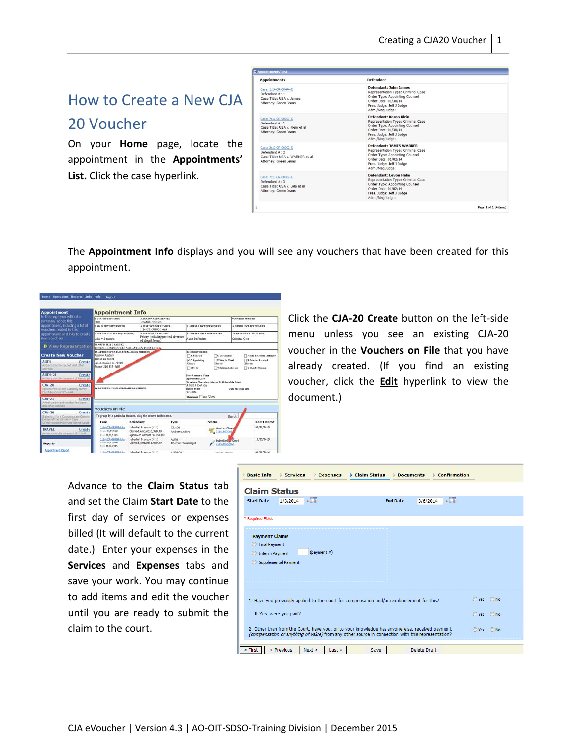# How to Create a New CJA 20 Voucher

On your **Home** page, locate the appointment in the **Appointments' List.** Click the case hyperlink.

The **Appointment Info** displays and you will see any vouchers that have been created for this appointment.

Click the **CJA-20 Create** button on the left-side menu unless you see an existing CJA-20 voucher in the **Vouchers on File** that you have already created. (If you find an existing voucher, click the **Edit** hyperlink to view the document.)

Advance to the **Claim Status** tab and set the Claim **Start Date** to the first day of services or expenses billed (It will default to the current date.) Enter your expenses in the **Services** and **Expenses** tabs and save your work. You may continue to add items and edit the voucher until you are ready to submit the claim to the court.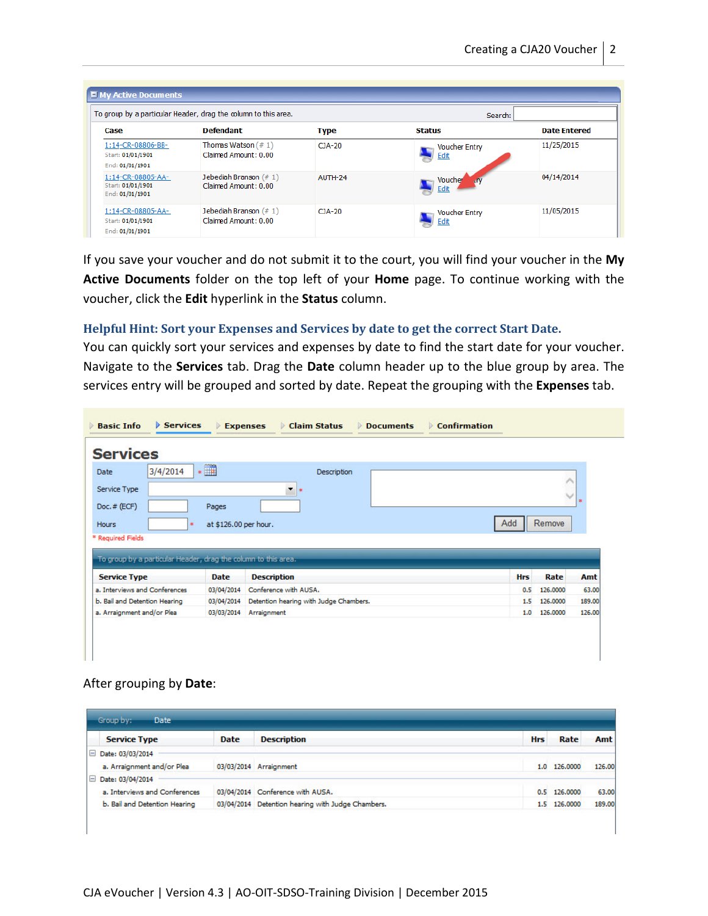If you save your voucher and do not submit it to the court, you will find your voucher in the **My Active Documents** folder on the top left of your **Home** page. To continue working with the voucher, click the **Edit** hyperlink in the **Status** column.

### Helpful Hint: Sort your Expenses and Services by date to get the correct Start Date.

You can quickly sort your services and expenses by date to find the start date for your voucher. Navigate to the **Services** tab. Drag the **Date** column header up to the blue group by area. The services entry will be grouped and sorted by date. Repeat the grouping with the **Expenses** tab.

After grouping by **Date**: